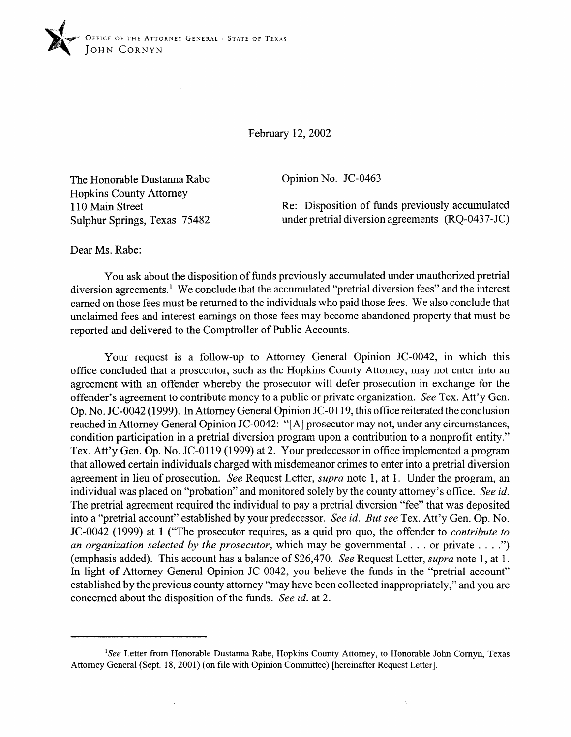OFFICE OF THE ATTORNEY GENERAL · STATE OF TEXAS
JOHN CORNYN

February 12, 2002

The Honorable Dustanna Rabe
Hopkins County Attorney
110 Main Street
Sulphur Springs, Texas 75482

Opinion No. JC-0463

Re: Disposition of funds previously accumulated under pretrial diversion agreements (RQ-0437-JC)

Dear Ms. Rabe:

You ask about the disposition of funds previously accumulated under unauthorized pretrial diversion agreements.[1] We conclude that the accumulated "pretrial diversion fees" and the interest earned on those fees must be returned to the individuals who paid those fees. We also conclude that unclaimed fees and interest earnings on those fees may become abandoned property that must be reported and delivered to the Comptroller of Public Accounts.

Your request is a follow-up to Attorney General Opinion JC-0042, in which this office concluded that a prosecutor, such as the Hopkins County Attorney, may not enter into an agreement with an offender whereby the prosecutor will defer prosecution in exchange for the offender's agreement to contribute money to a public or private organization. *See* Tex. Att'y Gen. Op. No. JC-0042 (1999). In Attorney General Opinion JC-0119, this office reiterated the conclusion reached in Attorney General Opinion JC-0042: "[A] prosecutor may not, under any circumstances, condition participation in a pretrial diversion program upon a contribution to a nonprofit entity." Tex. Att'y Gen. Op. No. JC-0119 (1999) at 2. Your predecessor in office implemented a program that allowed certain individuals charged with misdemeanor crimes to enter into a pretrial diversion agreement in lieu of prosecution. *See* Request Letter, *supra* note 1, at 1. Under the program, an individual was placed on "probation" and monitored solely by the county attorney's office. *See id.* The pretrial agreement required the individual to pay a pretrial diversion "fee" that was deposited into a "pretrial account" established by your predecessor. *See id. But see* Tex. Att'y Gen. Op. No. JC-0042 (1999) at 1 ("The prosecutor requires, as a quid pro quo, the offender to *contribute to an organization selected by the prosecutor*, which may be governmental . . . or private . . . .") (emphasis added). This account has a balance of $26,470. *See* Request Letter, *supra* note 1, at 1. In light of Attorney General Opinion JC-0042, you believe the funds in the "pretrial account" established by the previous county attorney "may have been collected inappropriately," and you are concerned about the disposition of the funds. *See id.* at 2.

---

[1]*See* Letter from Honorable Dustanna Rabe, Hopkins County Attorney, to Honorable John Cornyn, Texas Attorney General (Sept. 18, 2001) (on file with Opinion Committee) [hereinafter Request Letter].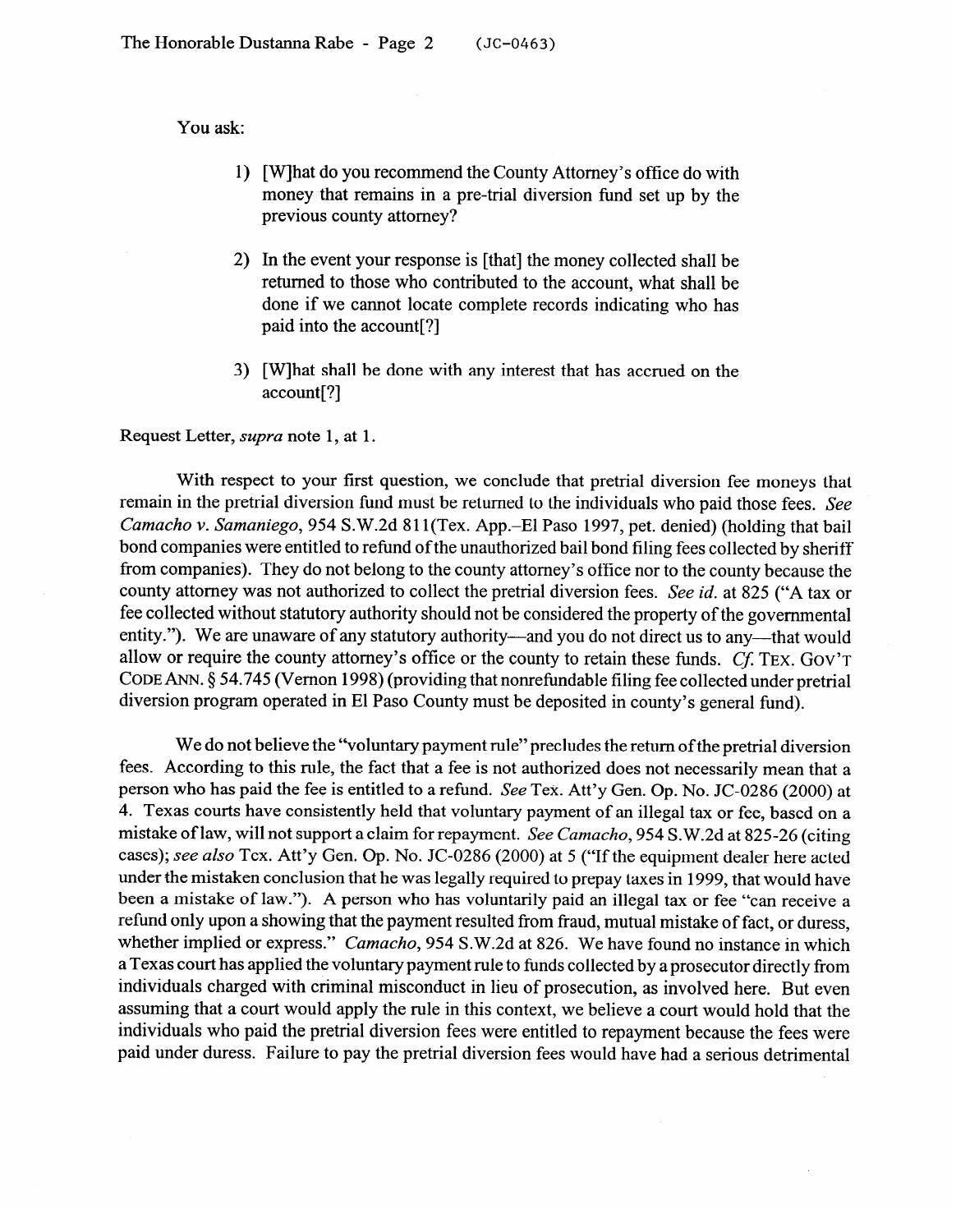You ask:

1) [W]hat do you recommend the County Attorney's office do with money that remains in a pre-trial diversion fund set up by the previous county attorney?

2) In the event your response is [that] the money collected shall be returned to those who contributed to the account, what shall be done if we cannot locate complete records indicating who has paid into the account[?]

3) [W]hat shall be done with any interest that has accrued on the account[?]

Request Letter, *supra* note 1, at 1.

With respect to your first question, we conclude that pretrial diversion fee moneys that remain in the pretrial diversion fund must be returned to the individuals who paid those fees. *See Camacho v. Samaniego*, 954 S.W.2d 811(Tex. App.–El Paso 1997, pet. denied) (holding that bail bond companies were entitled to refund of the unauthorized bail bond filing fees collected by sheriff from companies). They do not belong to the county attorney's office nor to the county because the county attorney was not authorized to collect the pretrial diversion fees. *See id.* at 825 ("A tax or fee collected without statutory authority should not be considered the property of the governmental entity."). We are unaware of any statutory authority—and you do not direct us to any—that would allow or require the county attorney's office or the county to retain these funds. *Cf.* TEX. GOV'T CODE ANN. § 54.745 (Vernon 1998) (providing that nonrefundable filing fee collected under pretrial diversion program operated in El Paso County must be deposited in county's general fund).

We do not believe the "voluntary payment rule" precludes the return of the pretrial diversion fees. According to this rule, the fact that a fee is not authorized does not necessarily mean that a person who has paid the fee is entitled to a refund. *See* Tex. Att'y Gen. Op. No. JC-0286 (2000) at 4. Texas courts have consistently held that voluntary payment of an illegal tax or fee, based on a mistake of law, will not support a claim for repayment. *See Camacho*, 954 S.W.2d at 825-26 (citing cases); *see also* Tex. Att'y Gen. Op. No. JC-0286 (2000) at 5 ("If the equipment dealer here acted under the mistaken conclusion that he was legally required to prepay taxes in 1999, that would have been a mistake of law."). A person who has voluntarily paid an illegal tax or fee "can receive a refund only upon a showing that the payment resulted from fraud, mutual mistake of fact, or duress, whether implied or express." *Camacho*, 954 S.W.2d at 826. We have found no instance in which a Texas court has applied the voluntary payment rule to funds collected by a prosecutor directly from individuals charged with criminal misconduct in lieu of prosecution, as involved here. But even assuming that a court would apply the rule in this context, we believe a court would hold that the individuals who paid the pretrial diversion fees were entitled to repayment because the fees were paid under duress. Failure to pay the pretrial diversion fees would have had a serious detrimental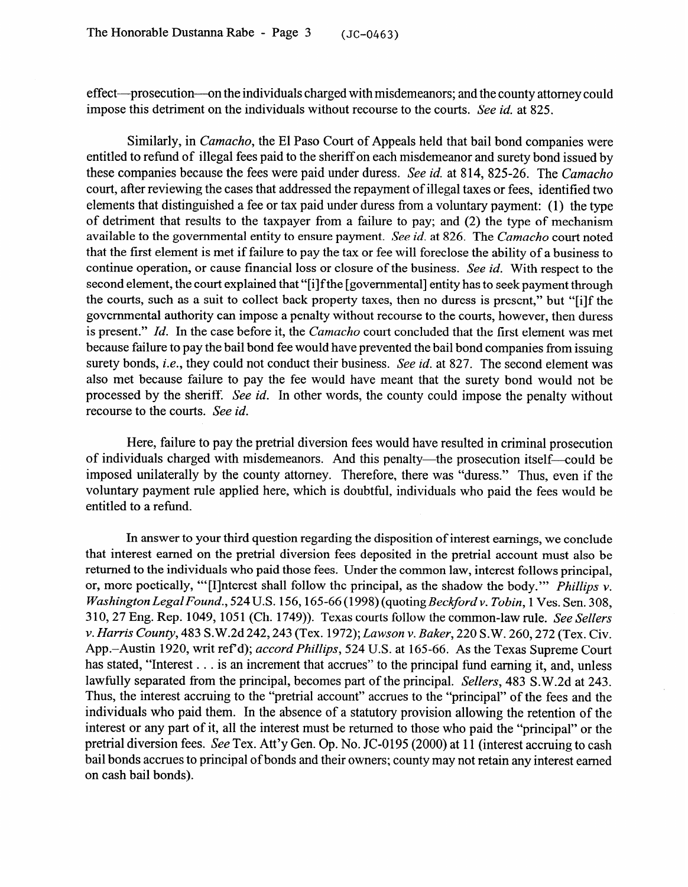effect—prosecution—on the individuals charged with misdemeanors; and the county attorney could impose this detriment on the individuals without recourse to the courts. *See id.* at 825.

Similarly, in *Camacho*, the El Paso Court of Appeals held that bail bond companies were entitled to refund of illegal fees paid to the sheriff on each misdemeanor and surety bond issued by these companies because the fees were paid under duress. *See id.* at 814, 825-26. The *Camacho* court, after reviewing the cases that addressed the repayment of illegal taxes or fees, identified two elements that distinguished a fee or tax paid under duress from a voluntary payment: (1) the type of detriment that results to the taxpayer from a failure to pay; and (2) the type of mechanism available to the governmental entity to ensure payment. *See id.* at 826. The *Camacho* court noted that the first element is met if failure to pay the tax or fee will foreclose the ability of a business to continue operation, or cause financial loss or closure of the business. *See id.* With respect to the second element, the court explained that "[i]f the [governmental] entity has to seek payment through the courts, such as a suit to collect back property taxes, then no duress is present," but "[i]f the governmental authority can impose a penalty without recourse to the courts, however, then duress is present." *Id.* In the case before it, the *Camacho* court concluded that the first element was met because failure to pay the bail bond fee would have prevented the bail bond companies from issuing surety bonds, *i.e.*, they could not conduct their business. *See id.* at 827. The second element was also met because failure to pay the fee would have meant that the surety bond would not be processed by the sheriff. *See id.* In other words, the county could impose the penalty without recourse to the courts. *See id.*

Here, failure to pay the pretrial diversion fees would have resulted in criminal prosecution of individuals charged with misdemeanors. And this penalty—the prosecution itself—could be imposed unilaterally by the county attorney. Therefore, there was "duress." Thus, even if the voluntary payment rule applied here, which is doubtful, individuals who paid the fees would be entitled to a refund.

In answer to your third question regarding the disposition of interest earnings, we conclude that interest earned on the pretrial diversion fees deposited in the pretrial account must also be returned to the individuals who paid those fees. Under the common law, interest follows principal, or, more poetically, "'[I]nterest shall follow the principal, as the shadow the body.'" *Phillips v. Washington Legal Found.*, 524 U.S. 156, 165-66 (1998) (quoting *Beckford v. Tobin*, 1 Ves. Sen. 308, 310, 27 Eng. Rep. 1049, 1051 (Ch. 1749)). Texas courts follow the common-law rule. *See Sellers v. Harris County*, 483 S.W.2d 242, 243 (Tex. 1972); *Lawson v. Baker*, 220 S.W. 260, 272 (Tex. Civ. App.–Austin 1920, writ ref'd); *accord Phillips*, 524 U.S. at 165-66. As the Texas Supreme Court has stated, "Interest . . . is an increment that accrues" to the principal fund earning it, and, unless lawfully separated from the principal, becomes part of the principal. *Sellers*, 483 S.W.2d at 243. Thus, the interest accruing to the "pretrial account" accrues to the "principal" of the fees and the individuals who paid them. In the absence of a statutory provision allowing the retention of the interest or any part of it, all the interest must be returned to those who paid the "principal" or the pretrial diversion fees. *See* Tex. Att'y Gen. Op. No. JC-0195 (2000) at 11 (interest accruing to cash bail bonds accrues to principal of bonds and their owners; county may not retain any interest earned on cash bail bonds).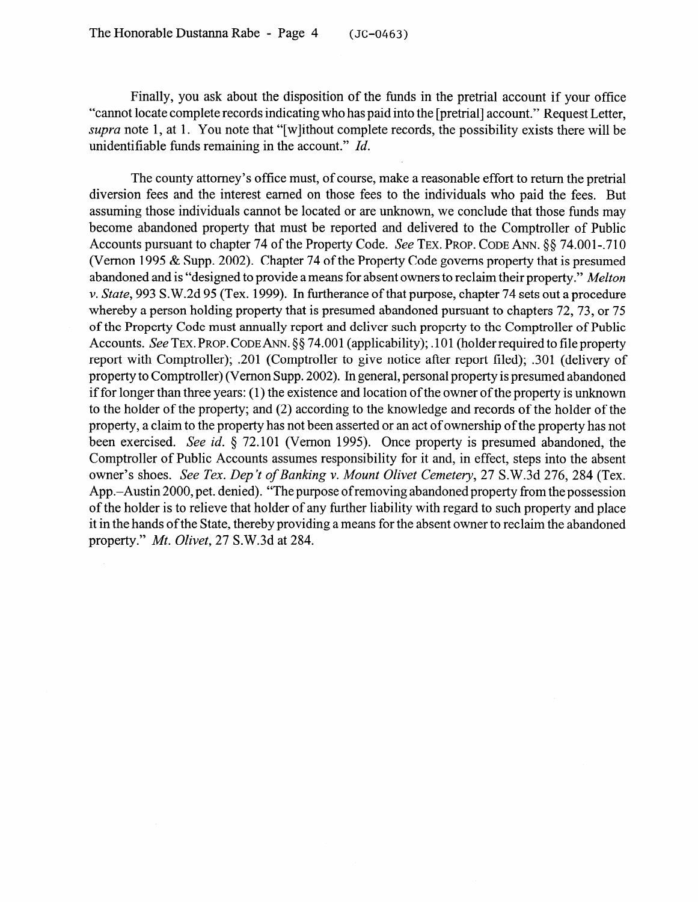Finally, you ask about the disposition of the funds in the pretrial account if your office "cannot locate complete records indicating who has paid into the [pretrial] account." Request Letter, *supra* note 1, at 1. You note that "[w]ithout complete records, the possibility exists there will be unidentifiable funds remaining in the account." *Id.*

The county attorney's office must, of course, make a reasonable effort to return the pretrial diversion fees and the interest earned on those fees to the individuals who paid the fees. But assuming those individuals cannot be located or are unknown, we conclude that those funds may become abandoned property that must be reported and delivered to the Comptroller of Public Accounts pursuant to chapter 74 of the Property Code. *See* TEX. PROP. CODE ANN. §§ 74.001-.710 (Vernon 1995 & Supp. 2002). Chapter 74 of the Property Code governs property that is presumed abandoned and is "designed to provide a means for absent owners to reclaim their property." *Melton v. State*, 993 S.W.2d 95 (Tex. 1999). In furtherance of that purpose, chapter 74 sets out a procedure whereby a person holding property that is presumed abandoned pursuant to chapters 72, 73, or 75 of the Property Code must annually report and deliver such property to the Comptroller of Public Accounts. *See* TEX. PROP. CODE ANN. §§ 74.001 (applicability); .101 (holder required to file property report with Comptroller); .201 (Comptroller to give notice after report filed); .301 (delivery of property to Comptroller) (Vernon Supp. 2002). In general, personal property is presumed abandoned if for longer than three years: (1) the existence and location of the owner of the property is unknown to the holder of the property; and (2) according to the knowledge and records of the holder of the property, a claim to the property has not been asserted or an act of ownership of the property has not been exercised. *See id.* § 72.101 (Vernon 1995). Once property is presumed abandoned, the Comptroller of Public Accounts assumes responsibility for it and, in effect, steps into the absent owner's shoes. *See Tex. Dep't of Banking v. Mount Olivet Cemetery*, 27 S.W.3d 276, 284 (Tex. App.–Austin 2000, pet. denied). "The purpose of removing abandoned property from the possession of the holder is to relieve that holder of any further liability with regard to such property and place it in the hands of the State, thereby providing a means for the absent owner to reclaim the abandoned property." *Mt. Olivet*, 27 S.W.3d at 284.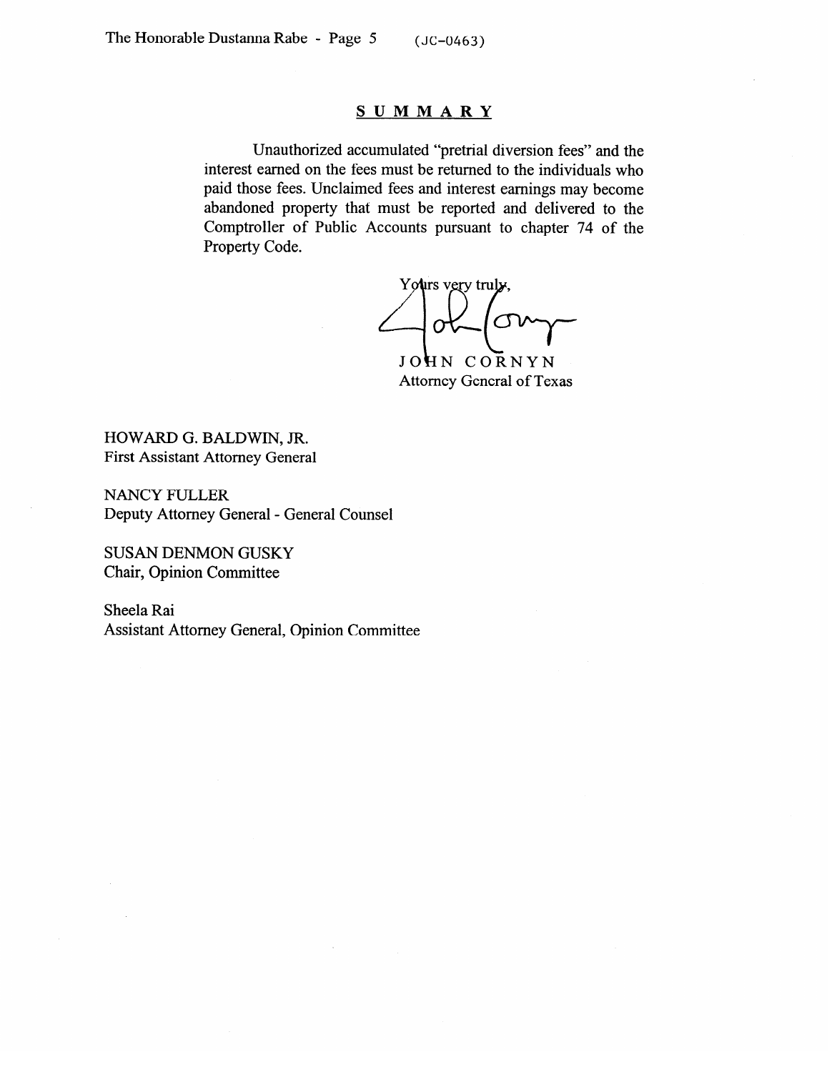## SUMMARY

Unauthorized accumulated "pretrial diversion fees" and the interest earned on the fees must be returned to the individuals who paid those fees. Unclaimed fees and interest earnings may become abandoned property that must be reported and delivered to the Comptroller of Public Accounts pursuant to chapter 74 of the Property Code.

Yours very truly,

JOHN CORNYN
Attorney General of Texas

HOWARD G. BALDWIN, JR.
First Assistant Attorney General

NANCY FULLER
Deputy Attorney General - General Counsel

SUSAN DENMON GUSKY
Chair, Opinion Committee

Sheela Rai
Assistant Attorney General, Opinion Committee